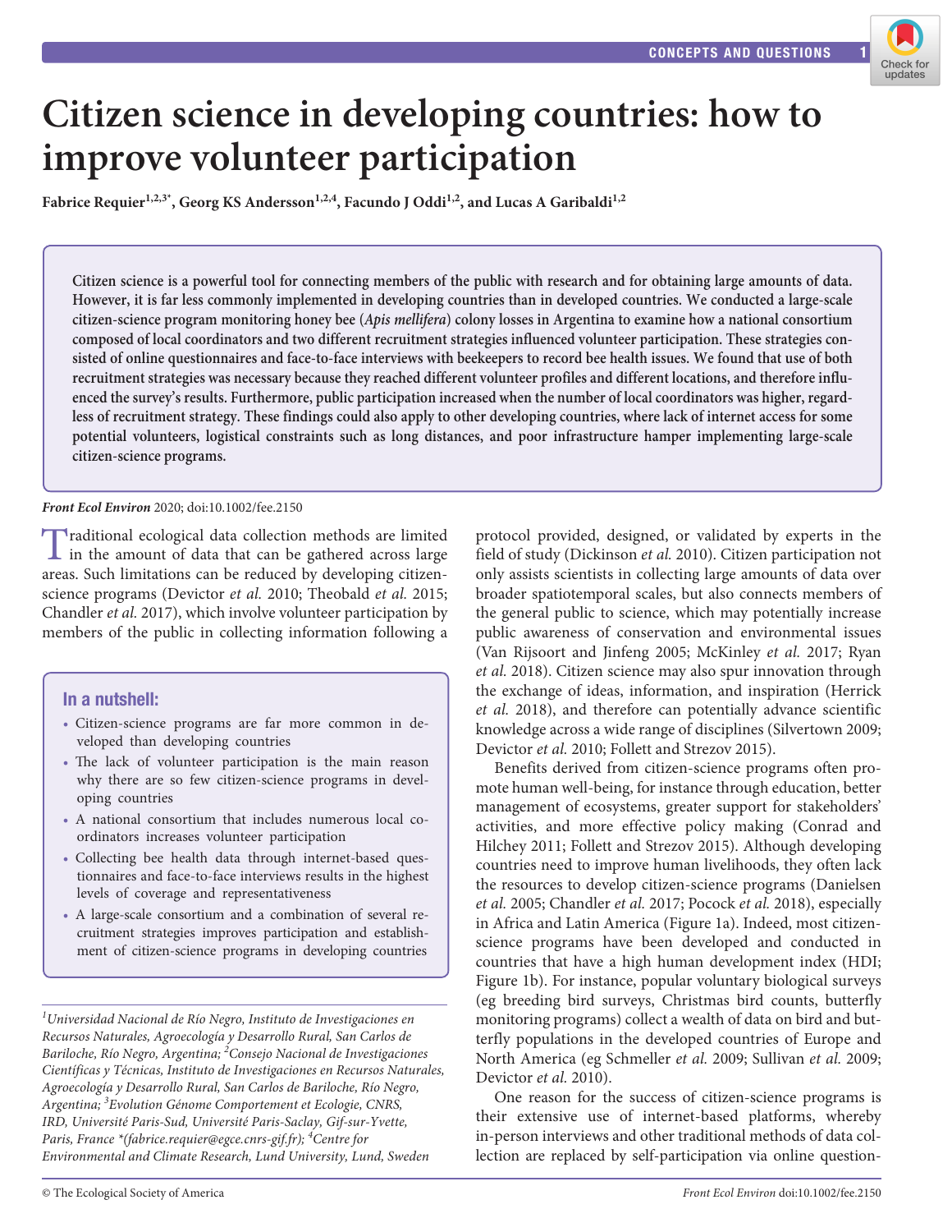# Citizen science in developing countries: how to improve volunteer participation

**Fabrice Requier[1,2,3*], Georg KS Andersson[1,2,4], Facundo J Oddi[1,2], and Lucas A Garibaldi[1,2]**

**Citizen science is a powerful tool for connecting members of the public with research and for obtaining large amounts of data. However, it is far less commonly implemented in developing countries than in developed countries. We conducted a large-scale citizen-science program monitoring honey bee (*Apis mellifera*) colony losses in Argentina to examine how a national consortium composed of local coordinators and two different recruitment strategies influenced volunteer participation. These strategies consisted of online questionnaires and face-to-face interviews with beekeepers to record bee health issues. We found that use of both recruitment strategies was necessary because they reached different volunteer profiles and different locations, and therefore influenced the survey's results. Furthermore, public participation increased when the number of local coordinators was higher, regardless of recruitment strategy. These findings could also apply to other developing countries, where lack of internet access for some potential volunteers, logistical constraints such as long distances, and poor infrastructure hamper implementing large-scale citizen-science programs.**

*Front Ecol Environ* 2020; doi:10.1002/fee.2150

Traditional ecological data collection methods are limited in the amount of data that can be gathered across large areas. Such limitations can be reduced by developing citizen-science programs (Devictor *et al.* 2010; Theobald *et al.* 2015; Chandler *et al.* 2017), which involve volunteer participation by members of the public in collecting information following a protocol provided, designed, or validated by experts in the field of study (Dickinson *et al.* 2010). Citizen participation not only assists scientists in collecting large amounts of data over broader spatiotemporal scales, but also connects members of the general public to science, which may potentially increase public awareness of conservation and environmental issues (Van Rijsoort and Jinfeng 2005; McKinley *et al.* 2017; Ryan *et al.* 2018). Citizen science may also spur innovation through the exchange of ideas, information, and inspiration (Herrick *et al.* 2018), and therefore can potentially advance scientific knowledge across a wide range of disciplines (Silvertown 2009; Devictor *et al.* 2010; Follett and Strezov 2015).

## In a nutshell:

- Citizen-science programs are far more common in developed than developing countries
- The lack of volunteer participation is the main reason why there are so few citizen-science programs in developing countries
- A national consortium that includes numerous local coordinators increases volunteer participation
- Collecting bee health data through internet-based questionnaires and face-to-face interviews results in the highest levels of coverage and representativeness
- A large-scale consortium and a combination of several recruitment strategies improves participation and establishment of citizen-science programs in developing countries

Benefits derived from citizen-science programs often promote human well-being, for instance through education, better management of ecosystems, greater support for stakeholders' activities, and more effective policy making (Conrad and Hilchey 2011; Follett and Strezov 2015). Although developing countries need to improve human livelihoods, they often lack the resources to develop citizen-science programs (Danielsen *et al.* 2005; Chandler *et al.* 2017; Pocock *et al.* 2018), especially in Africa and Latin America (Figure 1a). Indeed, most citizen-science programs have been developed and conducted in countries that have a high human development index (HDI; Figure 1b). For instance, popular voluntary biological surveys (eg breeding bird surveys, Christmas bird counts, butterfly monitoring programs) collect a wealth of data on bird and butterfly populations in the developed countries of Europe and North America (eg Schmeller *et al.* 2009; Sullivan *et al.* 2009; Devictor *et al.* 2010).

One reason for the success of citizen-science programs is their extensive use of internet-based platforms, whereby in-person interviews and other traditional methods of data collection are replaced by self-participation via online question-

[1]*Universidad Nacional de Río Negro, Instituto de Investigaciones en Recursos Naturales, Agroecología y Desarrollo Rural, San Carlos de Bariloche, Río Negro, Argentina;* [2]*Consejo Nacional de Investigaciones Científicas y Técnicas, Instituto de Investigaciones en Recursos Naturales, Agroecología y Desarrollo Rural, San Carlos de Bariloche, Río Negro, Argentina;* [3]*Evolution Génome Comportement et Ecologie, CNRS, IRD, Université Paris-Sud, Université Paris-Saclay, Gif-sur-Yvette, Paris, France *(fabrice.requier@egce.cnrs-gif.fr);* [4]*Centre for Environmental and Climate Research, Lund University, Lund, Sweden*

© The Ecological Society of America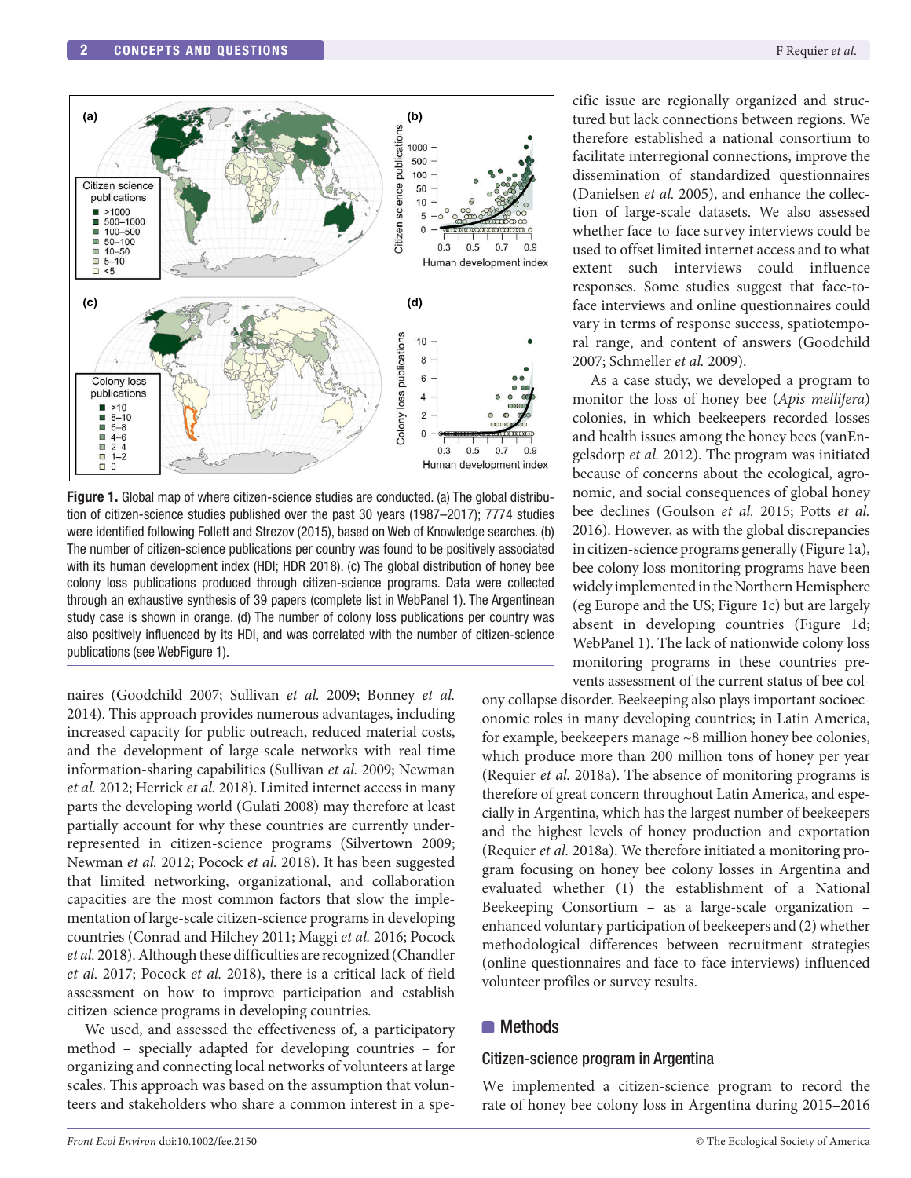Figure 1. Global map of where citizen-science studies are conducted. (a) The global distribution of citizen-science studies published over the past 30 years (1987–2017); 7774 studies were identified following Follett and Strezov (2015), based on Web of Knowledge searches. (b) The number of citizen-science publications per country was found to be positively associated with its human development index (HDI; HDR 2018). (c) The global distribution of honey bee colony loss publications produced through citizen-science programs. Data were collected through an exhaustive synthesis of 39 papers (complete list in WebPanel 1). The Argentinean study case is shown in orange. (d) The number of colony loss publications per country was also positively influenced by its HDI, and was correlated with the number of citizen-science publications (see WebFigure 1).

naires (Goodchild 2007; Sullivan *et al.* 2009; Bonney *et al.* 2014). This approach provides numerous advantages, including increased capacity for public outreach, reduced material costs, and the development of large-scale networks with real-time information-sharing capabilities (Sullivan *et al.* 2009; Newman *et al.* 2012; Herrick *et al.* 2018). Limited internet access in many parts the developing world (Gulati 2008) may therefore at least partially account for why these countries are currently underrepresented in citizen-science programs (Silvertown 2009; Newman *et al.* 2012; Pocock *et al.* 2018). It has been suggested that limited networking, organizational, and collaboration capacities are the most common factors that slow the implementation of large-scale citizen-science programs in developing countries (Conrad and Hilchey 2011; Maggi *et al.* 2016; Pocock *et al.* 2018). Although these difficulties are recognized (Chandler *et al.* 2017; Pocock *et al.* 2018), there is a critical lack of field assessment on how to improve participation and establish citizen-science programs in developing countries.

We used, and assessed the effectiveness of, a participatory method – specially adapted for developing countries – for organizing and connecting local networks of volunteers at large scales. This approach was based on the assumption that volunteers and stakeholders who share a common interest in a specific issue are regionally organized and structured but lack connections between regions. We therefore established a national consortium to facilitate interregional connections, improve the dissemination of standardized questionnaires (Danielsen *et al.* 2005), and enhance the collection of large-scale datasets. We also assessed whether face-to-face survey interviews could be used to offset limited internet access and to what extent such interviews could influence responses. Some studies suggest that face-to-face interviews and online questionnaires could vary in terms of response success, spatiotemporal range, and content of answers (Goodchild 2007; Schmeller *et al.* 2009).

As a case study, we developed a program to monitor the loss of honey bee (*Apis mellifera*) colonies, in which beekeepers recorded losses and health issues among the honey bees (vanEngelsdorp *et al.* 2012). The program was initiated because of concerns about the ecological, agronomic, and social consequences of global honey bee declines (Goulson *et al.* 2015; Potts *et al.* 2016). However, as with the global discrepancies in citizen-science programs generally (Figure 1a), bee colony loss monitoring programs have been widely implemented in the Northern Hemisphere (eg Europe and the US; Figure 1c) but are largely absent in developing countries (Figure 1d; WebPanel 1). The lack of nationwide colony loss monitoring programs in these countries prevents assessment of the current status of bee colony collapse disorder. Beekeeping also plays important socioeconomic roles in many developing countries; in Latin America, for example, beekeepers manage ~8 million honey bee colonies, which produce more than 200 million tons of honey per year (Requier *et al.* 2018a). The absence of monitoring programs is therefore of great concern throughout Latin America, and especially in Argentina, which has the largest number of beekeepers and the highest levels of honey production and exportation (Requier *et al.* 2018a). We therefore initiated a monitoring program focusing on honey bee colony losses in Argentina and evaluated whether (1) the establishment of a National Beekeeping Consortium – as a large-scale organization – enhanced voluntary participation of beekeepers and (2) whether methodological differences between recruitment strategies (online questionnaires and face-to-face interviews) influenced volunteer profiles or survey results.

## Methods

### Citizen-science program in Argentina

We implemented a citizen-science program to record the rate of honey bee colony loss in Argentina during 2015–2016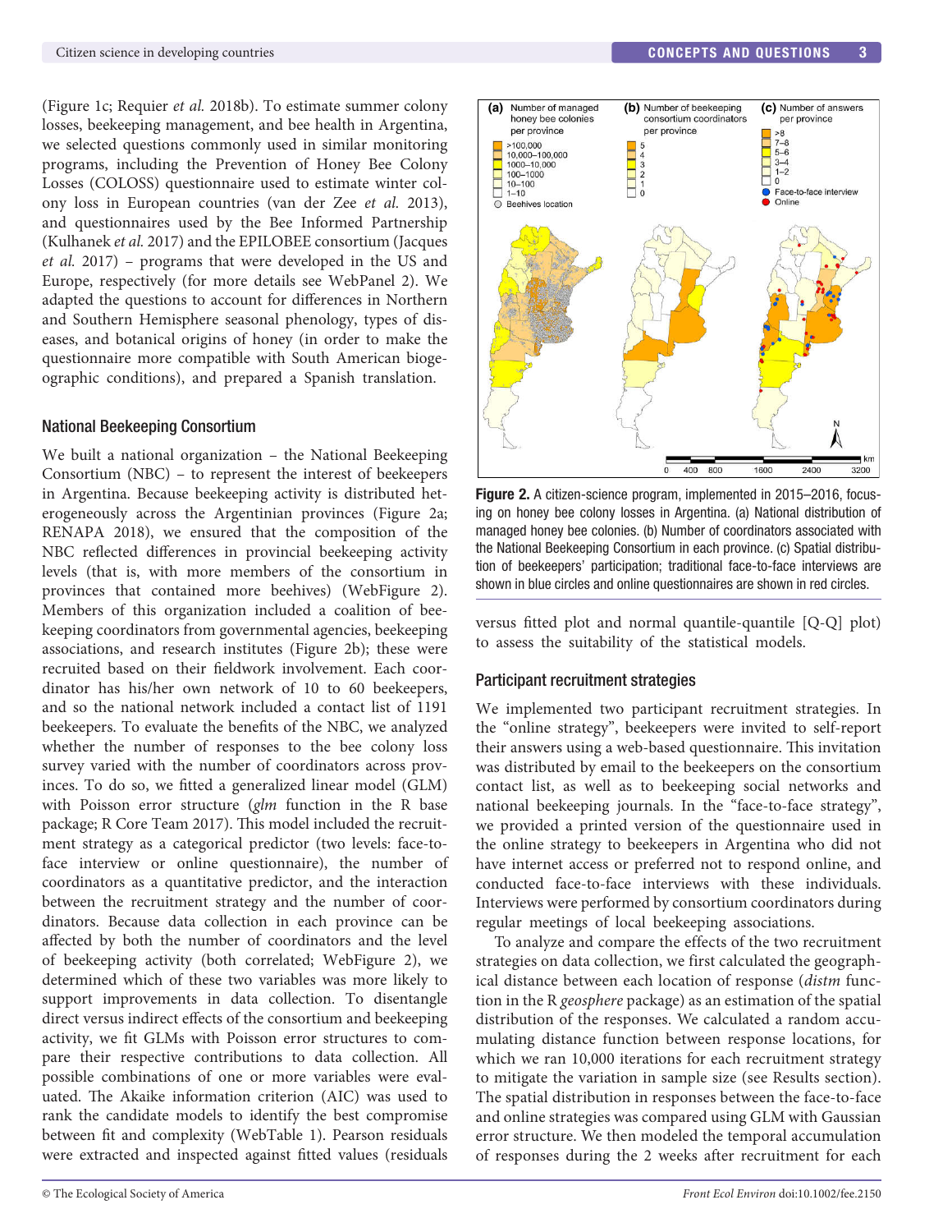(Figure 1c; Requier *et al.* 2018b). To estimate summer colony losses, beekeeping management, and bee health in Argentina, we selected questions commonly used in similar monitoring programs, including the Prevention of Honey Bee Colony Losses (COLOSS) questionnaire used to estimate winter colony loss in European countries (van der Zee *et al.* 2013), and questionnaires used by the Bee Informed Partnership (Kulhanek *et al.* 2017) and the EPILOBEE consortium (Jacques *et al.* 2017) – programs that were developed in the US and Europe, respectively (for more details see WebPanel 2). We adapted the questions to account for differences in Northern and Southern Hemisphere seasonal phenology, types of diseases, and botanical origins of honey (in order to make the questionnaire more compatible with South American biogeographic conditions), and prepared a Spanish translation.

### National Beekeeping Consortium

We built a national organization – the National Beekeeping Consortium (NBC) – to represent the interest of beekeepers in Argentina. Because beekeeping activity is distributed heterogeneously across the Argentinian provinces (Figure 2a; RENAPA 2018), we ensured that the composition of the NBC reflected differences in provincial beekeeping activity levels (that is, with more members of the consortium in provinces that contained more beehives) (WebFigure 2). Members of this organization included a coalition of beekeeping coordinators from governmental agencies, beekeeping associations, and research institutes (Figure 2b); these were recruited based on their fieldwork involvement. Each coordinator has his/her own network of 10 to 60 beekeepers, and so the national network included a contact list of 1191 beekeepers. To evaluate the benefits of the NBC, we analyzed whether the number of responses to the bee colony loss survey varied with the number of coordinators across provinces. To do so, we fitted a generalized linear model (GLM) with Poisson error structure (*glm* function in the R base package; R Core Team 2017). This model included the recruitment strategy as a categorical predictor (two levels: face-to-face interview or online questionnaire), the number of coordinators as a quantitative predictor, and the interaction between the recruitment strategy and the number of coordinators. Because data collection in each province can be affected by both the number of coordinators and the level of beekeeping activity (both correlated; WebFigure 2), we determined which of these two variables was more likely to support improvements in data collection. To disentangle direct versus indirect effects of the consortium and beekeeping activity, we fit GLMs with Poisson error structures to compare their respective contributions to data collection. All possible combinations of one or more variables were evaluated. The Akaike information criterion (AIC) was used to rank the candidate models to identify the best compromise between fit and complexity (WebTable 1). Pearson residuals were extracted and inspected against fitted values (residuals versus fitted plot and normal quantile-quantile [Q-Q] plot) to assess the suitability of the statistical models.

**Figure 2.** A citizen-science program, implemented in 2015–2016, focusing on honey bee colony losses in Argentina. (a) National distribution of managed honey bee colonies. (b) Number of coordinators associated with the National Beekeeping Consortium in each province. (c) Spatial distribution of beekeepers' participation; traditional face-to-face interviews are shown in blue circles and online questionnaires are shown in red circles.

### Participant recruitment strategies

We implemented two participant recruitment strategies. In the "online strategy", beekeepers were invited to self-report their answers using a web-based questionnaire. This invitation was distributed by email to the beekeepers on the consortium contact list, as well as to beekeeping social networks and national beekeeping journals. In the "face-to-face strategy", we provided a printed version of the questionnaire used in the online strategy to beekeepers in Argentina who did not have internet access or preferred not to respond online, and conducted face-to-face interviews with these individuals. Interviews were performed by consortium coordinators during regular meetings of local beekeeping associations.

To analyze and compare the effects of the two recruitment strategies on data collection, we first calculated the geographical distance between each location of response (*distm* function in the R *geosphere* package) as an estimation of the spatial distribution of the responses. We calculated a random accumulating distance function between response locations, for which we ran 10,000 iterations for each recruitment strategy to mitigate the variation in sample size (see Results section). The spatial distribution in responses between the face-to-face and online strategies was compared using GLM with Gaussian error structure. We then modeled the temporal accumulation of responses during the 2 weeks after recruitment for each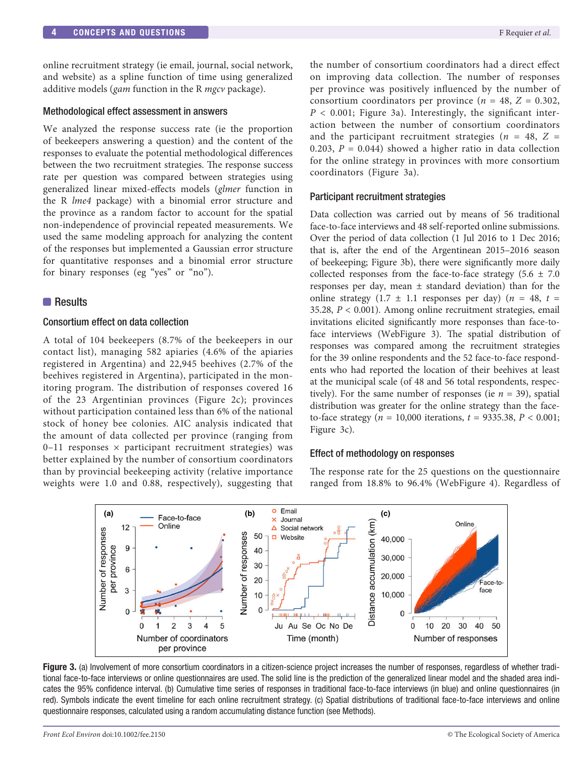online recruitment strategy (ie email, journal, social network, and website) as a spline function of time using generalized additive models (*gam* function in the R *mgcv* package).

### Methodological effect assessment in answers

We analyzed the response success rate (ie the proportion of beekeepers answering a question) and the content of the responses to evaluate the potential methodological differences between the two recruitment strategies. The response success rate per question was compared between strategies using generalized linear mixed-effects models (*glmer* function in the R *lme4* package) with a binomial error structure and the province as a random factor to account for the spatial non-independence of provincial repeated measurements. We used the same modeling approach for analyzing the content of the responses but implemented a Gaussian error structure for quantitative responses and a binomial error structure for binary responses (eg "yes" or "no").

## Results

### Consortium effect on data collection

A total of 104 beekeepers (8.7% of the beekeepers in our contact list), managing 582 apiaries (4.6% of the apiaries registered in Argentina) and 22,945 beehives (2.7% of the beehives registered in Argentina), participated in the monitoring program. The distribution of responses covered 16 of the 23 Argentinian provinces (Figure 2c); provinces without participation contained less than 6% of the national stock of honey bee colonies. AIC analysis indicated that the amount of data collected per province (ranging from 0–11 responses × participant recruitment strategies) was better explained by the number of consortium coordinators than by provincial beekeeping activity (relative importance weights were 1.0 and 0.88, respectively), suggesting that the number of consortium coordinators had a direct effect on improving data collection. The number of responses per province was positively influenced by the number of consortium coordinators per province ($n$ = 48, $Z$ = 0.302, $P$ < 0.001; Figure 3a). Interestingly, the significant interaction between the number of consortium coordinators and the participant recruitment strategies ($n$ = 48, $Z$ = 0.203, $P$ = 0.044) showed a higher ratio in data collection for the online strategy in provinces with more consortium coordinators (Figure 3a).

### Participant recruitment strategies

Data collection was carried out by means of 56 traditional face-to-face interviews and 48 self-reported online submissions. Over the period of data collection (1 Jul 2016 to 1 Dec 2016; that is, after the end of the Argentinean 2015–2016 season of beekeeping; Figure 3b), there were significantly more daily collected responses from the face-to-face strategy (5.6 ± 7.0 responses per day, mean ± standard deviation) than for the online strategy (1.7 ± 1.1 responses per day) ($n$ = 48, $t$ = 35.28, $P$ < 0.001). Among online recruitment strategies, email invitations elicited significantly more responses than face-to-face interviews (WebFigure 3). The spatial distribution of responses was compared among the recruitment strategies for the 39 online respondents and the 52 face-to-face respondents who had reported the location of their beehives at least at the municipal scale (of 48 and 56 total respondents, respectively). For the same number of responses (ie $n$ = 39), spatial distribution was greater for the online strategy than the face-to-face strategy ($n$ = 10,000 iterations, $t$ = 9335.38, $P$ < 0.001; Figure 3c).

### Effect of methodology on responses

The response rate for the 25 questions on the questionnaire ranged from 18.8% to 96.4% (WebFigure 4). Regardless of

**Figure 3.** (a) Involvement of more consortium coordinators in a citizen-science project increases the number of responses, regardless of whether traditional face-to-face interviews or online questionnaires are used. The solid line is the prediction of the generalized linear model and the shaded area indicates the 95% confidence interval. (b) Cumulative time series of responses in traditional face-to-face interviews (in blue) and online questionnaires (in red). Symbols indicate the event timeline for each online recruitment strategy. (c) Spatial distributions of traditional face-to-face interviews and online questionnaire responses, calculated using a random accumulating distance function (see Methods).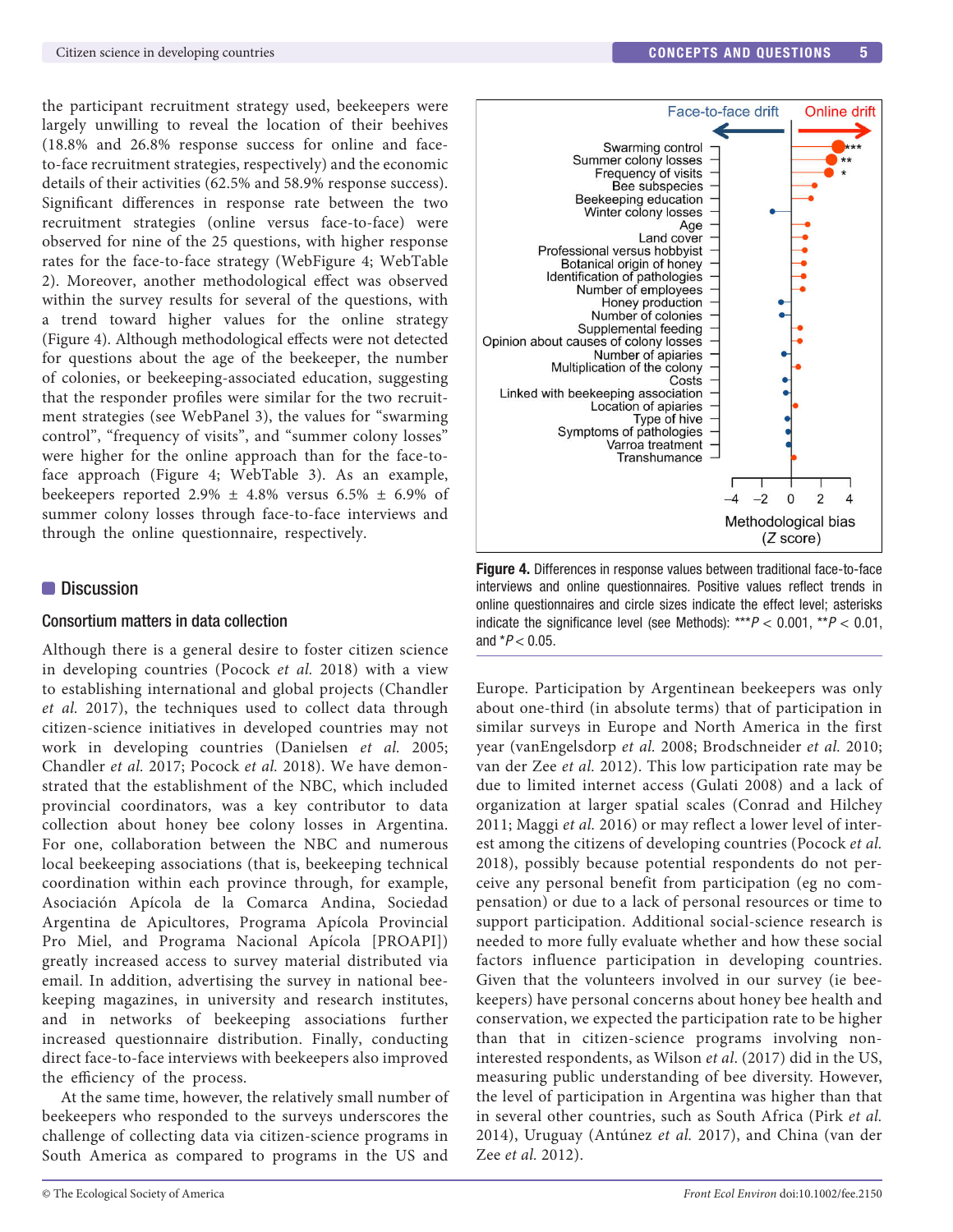the participant recruitment strategy used, beekeepers were largely unwilling to reveal the location of their beehives (18.8% and 26.8% response success for online and face-to-face recruitment strategies, respectively) and the economic details of their activities (62.5% and 58.9% response success). Significant differences in response rate between the two recruitment strategies (online versus face-to-face) were observed for nine of the 25 questions, with higher response rates for the face-to-face strategy (WebFigure 4; WebTable 2). Moreover, another methodological effect was observed within the survey results for several of the questions, with a trend toward higher values for the online strategy (Figure 4). Although methodological effects were not detected for questions about the age of the beekeeper, the number of colonies, or beekeeping-associated education, suggesting that the responder profiles were similar for the two recruitment strategies (see WebPanel 3), the values for "swarming control", "frequency of visits", and "summer colony losses" were higher for the online approach than for the face-to-face approach (Figure 4; WebTable 3). As an example, beekeepers reported 2.9% ± 4.8% versus 6.5% ± 6.9% of summer colony losses through face-to-face interviews and through the online questionnaire, respectively.

**Figure 4.** Differences in response values between traditional face-to-face interviews and online questionnaires. Positive values reflect trends in online questionnaires and circle sizes indicate the effect level; asterisks indicate the significance level (see Methods): $^{***}P < 0.001$, $^{**}P < 0.01$, and $^{*}P < 0.05$.

## Discussion

### Consortium matters in data collection

Although there is a general desire to foster citizen science in developing countries (Pocock *et al.* 2018) with a view to establishing international and global projects (Chandler *et al.* 2017), the techniques used to collect data through citizen-science initiatives in developed countries may not work in developing countries (Danielsen *et al.* 2005; Chandler *et al.* 2017; Pocock *et al.* 2018). We have demonstrated that the establishment of the NBC, which included provincial coordinators, was a key contributor to data collection about honey bee colony losses in Argentina. For one, collaboration between the NBC and numerous local beekeeping associations (that is, beekeeping technical coordination within each province through, for example, Asociación Apícola de la Comarca Andina, Sociedad Argentina de Apicultores, Programa Apícola Provincial Pro Miel, and Programa Nacional Apícola [PROAPI]) greatly increased access to survey material distributed via email. In addition, advertising the survey in national beekeeping magazines, in university and research institutes, and in networks of beekeeping associations further increased questionnaire distribution. Finally, conducting direct face-to-face interviews with beekeepers also improved the efficiency of the process.

At the same time, however, the relatively small number of beekeepers who responded to the surveys underscores the challenge of collecting data via citizen-science programs in South America as compared to programs in the US and Europe. Participation by Argentinean beekeepers was only about one-third (in absolute terms) that of participation in similar surveys in Europe and North America in the first year (vanEngelsdorp *et al.* 2008; Brodschneider *et al.* 2010; van der Zee *et al.* 2012). This low participation rate may be due to limited internet access (Gulati 2008) and a lack of organization at larger spatial scales (Conrad and Hilchey 2011; Maggi *et al.* 2016) or may reflect a lower level of interest among the citizens of developing countries (Pocock *et al.* 2018), possibly because potential respondents do not perceive any personal benefit from participation (eg no compensation) or due to a lack of personal resources or time to support participation. Additional social-science research is needed to more fully evaluate whether and how these social factors influence participation in developing countries. Given that the volunteers involved in our survey (ie beekeepers) have personal concerns about honey bee health and conservation, we expected the participation rate to be higher than that in citizen-science programs involving non-interested respondents, as Wilson *et al.* (2017) did in the US, measuring public understanding of bee diversity. However, the level of participation in Argentina was higher than that in several other countries, such as South Africa (Pirk *et al.* 2014), Uruguay (Antúnez *et al.* 2017), and China (van der Zee *et al.* 2012).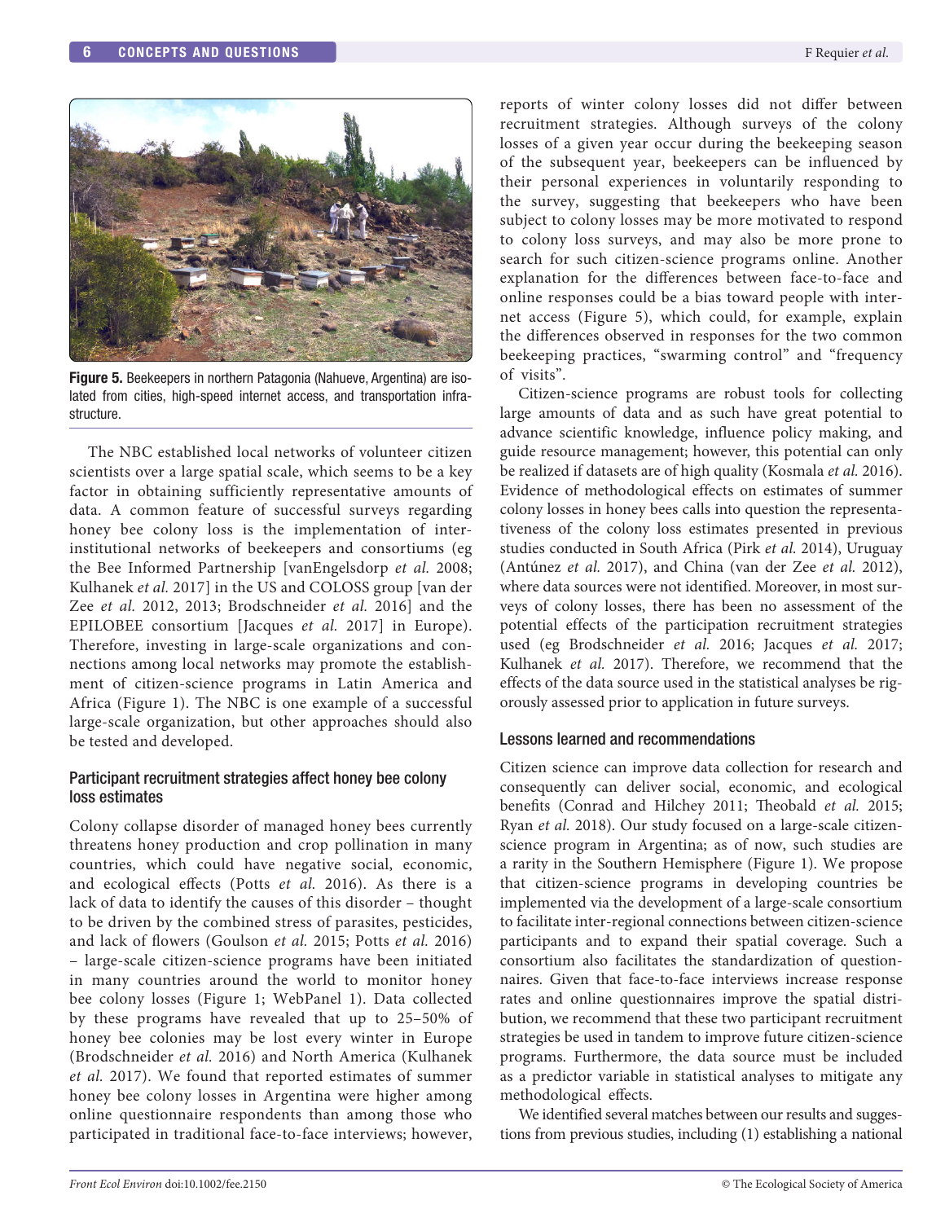Figure 5. Beekeepers in northern Patagonia (Nahueve, Argentina) are isolated from cities, high-speed internet access, and transportation infrastructure.

The NBC established local networks of volunteer citizen scientists over a large spatial scale, which seems to be a key factor in obtaining sufficiently representative amounts of data. A common feature of successful surveys regarding honey bee colony loss is the implementation of inter-institutional networks of beekeepers and consortiums (eg the Bee Informed Partnership [vanEngelsdorp *et al.* 2008; Kulhanek *et al.* 2017] in the US and COLOSS group [van der Zee *et al.* 2012, 2013; Brodschneider *et al.* 2016] and the EPILOBEE consortium [Jacques *et al.* 2017] in Europe). Therefore, investing in large-scale organizations and connections among local networks may promote the establishment of citizen-science programs in Latin America and Africa (Figure 1). The NBC is one example of a successful large-scale organization, but other approaches should also be tested and developed.

## Participant recruitment strategies affect honey bee colony loss estimates

Colony collapse disorder of managed honey bees currently threatens honey production and crop pollination in many countries, which could have negative social, economic, and ecological effects (Potts *et al.* 2016). As there is a lack of data to identify the causes of this disorder – thought to be driven by the combined stress of parasites, pesticides, and lack of flowers (Goulson *et al.* 2015; Potts *et al.* 2016) – large-scale citizen-science programs have been initiated in many countries around the world to monitor honey bee colony losses (Figure 1; WebPanel 1). Data collected by these programs have revealed that up to 25–50% of honey bee colonies may be lost every winter in Europe (Brodschneider *et al.* 2016) and North America (Kulhanek *et al.* 2017). We found that reported estimates of summer honey bee colony losses in Argentina were higher among online questionnaire respondents than among those who participated in traditional face-to-face interviews; however, reports of winter colony losses did not differ between recruitment strategies. Although surveys of the colony losses of a given year occur during the beekeeping season of the subsequent year, beekeepers can be influenced by their personal experiences in voluntarily responding to the survey, suggesting that beekeepers who have been subject to colony losses may be more motivated to respond to colony loss surveys, and may also be more prone to search for such citizen-science programs online. Another explanation for the differences between face-to-face and online responses could be a bias toward people with internet access (Figure 5), which could, for example, explain the differences observed in responses for the two common beekeeping practices, "swarming control" and "frequency of visits".

Citizen-science programs are robust tools for collecting large amounts of data and as such have great potential to advance scientific knowledge, influence policy making, and guide resource management; however, this potential can only be realized if datasets are of high quality (Kosmala *et al.* 2016). Evidence of methodological effects on estimates of summer colony losses in honey bees calls into question the representativeness of the colony loss estimates presented in previous studies conducted in South Africa (Pirk *et al.* 2014), Uruguay (Antúnez *et al.* 2017), and China (van der Zee *et al.* 2012), where data sources were not identified. Moreover, in most surveys of colony losses, there has been no assessment of the potential effects of the participation recruitment strategies used (eg Brodschneider *et al.* 2016; Jacques *et al.* 2017; Kulhanek *et al.* 2017). Therefore, we recommend that the effects of the data source used in the statistical analyses be rigorously assessed prior to application in future surveys.

## Lessons learned and recommendations

Citizen science can improve data collection for research and consequently can deliver social, economic, and ecological benefits (Conrad and Hilchey 2011; Theobald *et al.* 2015; Ryan *et al.* 2018). Our study focused on a large-scale citizen-science program in Argentina; as of now, such studies are a rarity in the Southern Hemisphere (Figure 1). We propose that citizen-science programs in developing countries be implemented via the development of a large-scale consortium to facilitate inter-regional connections between citizen-science participants and to expand their spatial coverage. Such a consortium also facilitates the standardization of questionnaires. Given that face-to-face interviews increase response rates and online questionnaires improve the spatial distribution, we recommend that these two participant recruitment strategies be used in tandem to improve future citizen-science programs. Furthermore, the data source must be included as a predictor variable in statistical analyses to mitigate any methodological effects.

We identified several matches between our results and suggestions from previous studies, including (1) establishing a national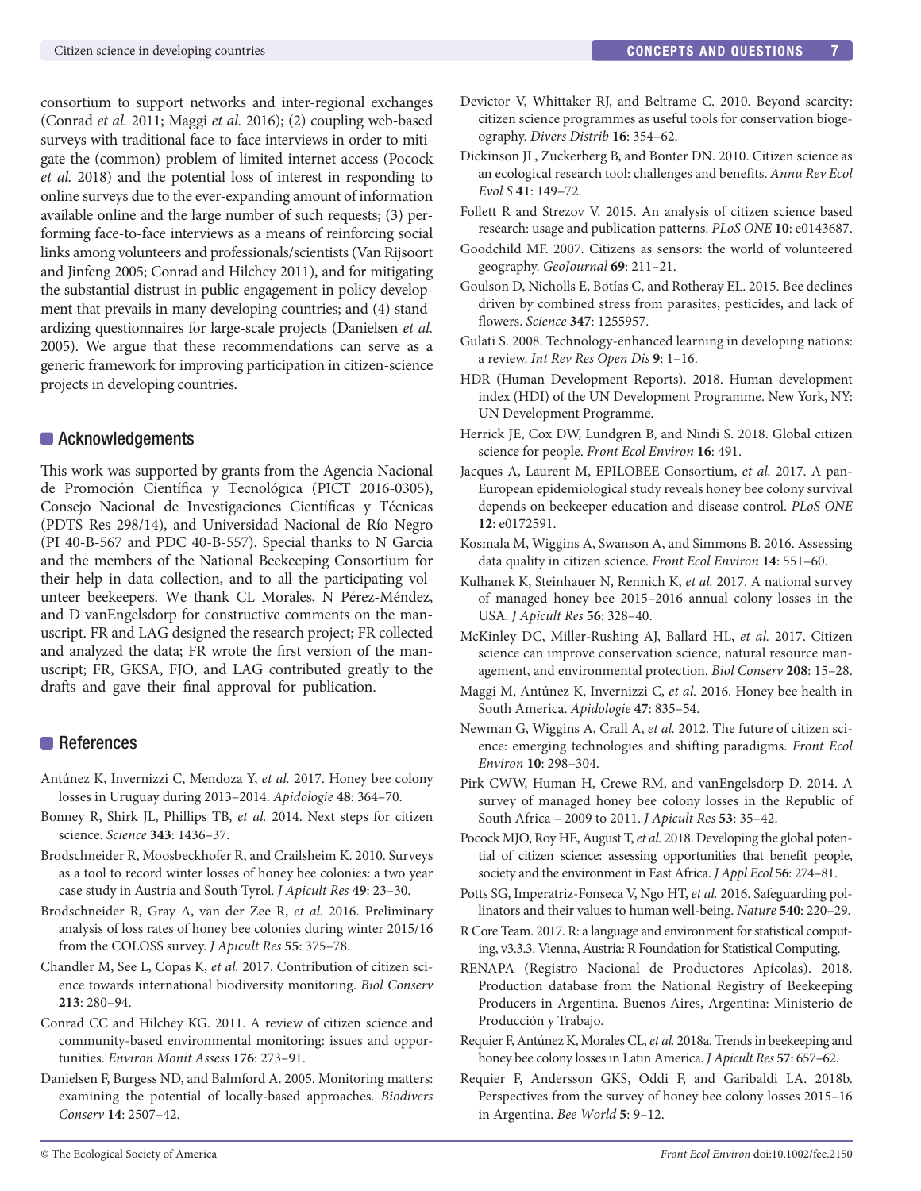consortium to support networks and inter-regional exchanges (Conrad *et al.* 2011; Maggi *et al.* 2016); (2) coupling web-based surveys with traditional face-to-face interviews in order to mitigate the (common) problem of limited internet access (Pocock *et al.* 2018) and the potential loss of interest in responding to online surveys due to the ever-expanding amount of information available online and the large number of such requests; (3) performing face-to-face interviews as a means of reinforcing social links among volunteers and professionals/scientists (Van Rijsoort and Jinfeng 2005; Conrad and Hilchey 2011), and for mitigating the substantial distrust in public engagement in policy development that prevails in many developing countries; and (4) standardizing questionnaires for large-scale projects (Danielsen *et al.* 2005). We argue that these recommendations can serve as a generic framework for improving participation in citizen-science projects in developing countries.

## Acknowledgements

This work was supported by grants from the Agencia Nacional de Promoción Científica y Tecnológica (PICT 2016-0305), Consejo Nacional de Investigaciones Científicas y Técnicas (PDTS Res 298/14), and Universidad Nacional de Río Negro (PI 40-B-567 and PDC 40-B-557). Special thanks to N Garcia and the members of the National Beekeeping Consortium for their help in data collection, and to all the participating volunteer beekeepers. We thank CL Morales, N Pérez-Méndez, and D vanEngelsdorp for constructive comments on the manuscript. FR and LAG designed the research project; FR collected and analyzed the data; FR wrote the first version of the manuscript; FR, GKSA, FJO, and LAG contributed greatly to the drafts and gave their final approval for publication.

## References

Antúnez K, Invernizzi C, Mendoza Y, *et al.* 2017. Honey bee colony losses in Uruguay during 2013–2014. *Apidologie* **48**: 364–70.

Bonney R, Shirk JL, Phillips TB, *et al.* 2014. Next steps for citizen science. *Science* **343**: 1436–37.

Brodschneider R, Moosbeckhofer R, and Crailsheim K. 2010. Surveys as a tool to record winter losses of honey bee colonies: a two year case study in Austria and South Tyrol. *J Apicult Res* **49**: 23–30.

Brodschneider R, Gray A, van der Zee R, *et al.* 2016. Preliminary analysis of loss rates of honey bee colonies during winter 2015/16 from the COLOSS survey. *J Apicult Res* **55**: 375–78.

Chandler M, See L, Copas K, *et al.* 2017. Contribution of citizen science towards international biodiversity monitoring. *Biol Conserv* **213**: 280–94.

Conrad CC and Hilchey KG. 2011. A review of citizen science and community-based environmental monitoring: issues and opportunities. *Environ Monit Assess* **176**: 273–91.

Danielsen F, Burgess ND, and Balmford A. 2005. Monitoring matters: examining the potential of locally-based approaches. *Biodivers Conserv* **14**: 2507–42.

Devictor V, Whittaker RJ, and Beltrame C. 2010. Beyond scarcity: citizen science programmes as useful tools for conservation biogeography. *Divers Distrib* **16**: 354–62.

Dickinson JL, Zuckerberg B, and Bonter DN. 2010. Citizen science as an ecological research tool: challenges and benefits. *Annu Rev Ecol Evol S* **41**: 149–72.

Follett R and Strezov V. 2015. An analysis of citizen science based research: usage and publication patterns. *PLoS ONE* **10**: e0143687.

Goodchild MF. 2007. Citizens as sensors: the world of volunteered geography. *GeoJournal* **69**: 211–21.

Goulson D, Nicholls E, Botías C, and Rotheray EL. 2015. Bee declines driven by combined stress from parasites, pesticides, and lack of flowers. *Science* **347**: 1255957.

Gulati S. 2008. Technology-enhanced learning in developing nations: a review. *Int Rev Res Open Dis* **9**: 1–16.

HDR (Human Development Reports). 2018. Human development index (HDI) of the UN Development Programme. New York, NY: UN Development Programme.

Herrick JE, Cox DW, Lundgren B, and Nindi S. 2018. Global citizen science for people. *Front Ecol Environ* **16**: 491.

Jacques A, Laurent M, EPILOBEE Consortium, *et al.* 2017. A pan-European epidemiological study reveals honey bee colony survival depends on beekeeper education and disease control. *PLoS ONE* **12**: e0172591.

Kosmala M, Wiggins A, Swanson A, and Simmons B. 2016. Assessing data quality in citizen science. *Front Ecol Environ* **14**: 551–60.

Kulhanek K, Steinhauer N, Rennich K, *et al.* 2017. A national survey of managed honey bee 2015–2016 annual colony losses in the USA. *J Apicult Res* **56**: 328–40.

McKinley DC, Miller-Rushing AJ, Ballard HL, *et al.* 2017. Citizen science can improve conservation science, natural resource management, and environmental protection. *Biol Conserv* **208**: 15–28.

Maggi M, Antúnez K, Invernizzi C, *et al.* 2016. Honey bee health in South America. *Apidologie* **47**: 835–54.

Newman G, Wiggins A, Crall A, *et al.* 2012. The future of citizen science: emerging technologies and shifting paradigms. *Front Ecol Environ* **10**: 298–304.

Pirk CWW, Human H, Crewe RM, and vanEngelsdorp D. 2014. A survey of managed honey bee colony losses in the Republic of South Africa – 2009 to 2011. *J Apicult Res* **53**: 35–42.

Pocock MJO, Roy HE, August T, *et al.* 2018. Developing the global potential of citizen science: assessing opportunities that benefit people, society and the environment in East Africa. *J Appl Ecol* **56**: 274–81.

Potts SG, Imperatriz-Fonseca V, Ngo HT, *et al.* 2016. Safeguarding pollinators and their values to human well-being. *Nature* **540**: 220–29.

R Core Team. 2017. R: a language and environment for statistical computing, v3.3.3. Vienna, Austria: R Foundation for Statistical Computing.

RENAPA (Registro Nacional de Productores Apícolas). 2018. Production database from the National Registry of Beekeeping Producers in Argentina. Buenos Aires, Argentina: Ministerio de Producción y Trabajo.

Requier F, Antúnez K, Morales CL, *et al.* 2018a. Trends in beekeeping and honey bee colony losses in Latin America. *J Apicult Res* **57**: 657–62.

Requier F, Andersson GKS, Oddi F, and Garibaldi LA. 2018b. Perspectives from the survey of honey bee colony losses 2015–16 in Argentina. *Bee World* **5**: 9–12.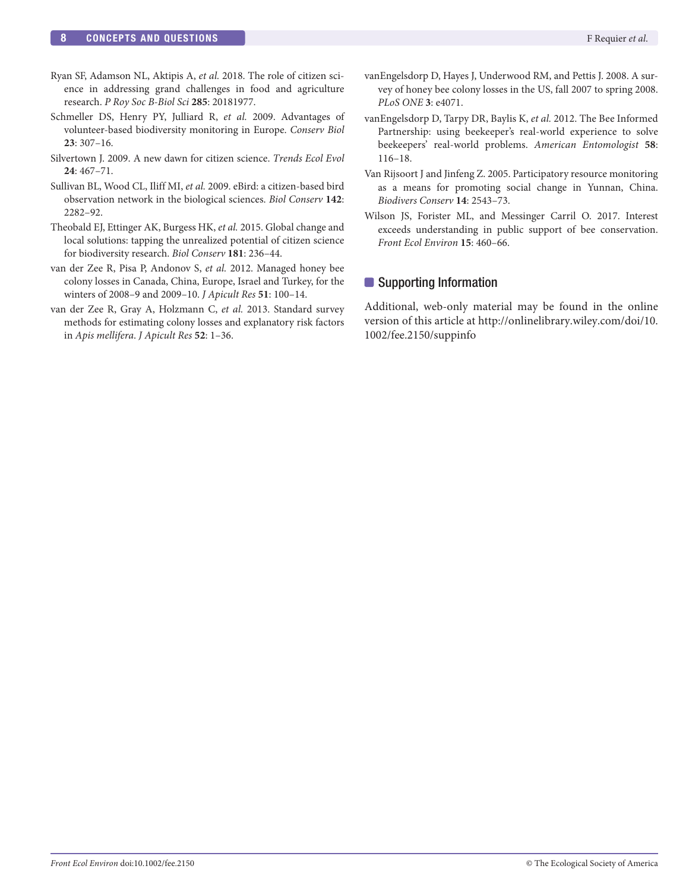Ryan SF, Adamson NL, Aktipis A, *et al.* 2018. The role of citizen science in addressing grand challenges in food and agriculture research. *P Roy Soc B-Biol Sci* **285**: 20181977.

Schmeller DS, Henry PY, Julliard R, *et al.* 2009. Advantages of volunteer-based biodiversity monitoring in Europe. *Conserv Biol* **23**: 307–16.

Silvertown J. 2009. A new dawn for citizen science. *Trends Ecol Evol* **24**: 467–71.

Sullivan BL, Wood CL, Iliff MI, *et al.* 2009. eBird: a citizen-based bird observation network in the biological sciences. *Biol Conserv* **142**: 2282–92.

Theobald EJ, Ettinger AK, Burgess HK, *et al.* 2015. Global change and local solutions: tapping the unrealized potential of citizen science for biodiversity research. *Biol Conserv* **181**: 236–44.

van der Zee R, Pisa P, Andonov S, *et al.* 2012. Managed honey bee colony losses in Canada, China, Europe, Israel and Turkey, for the winters of 2008–9 and 2009–10. *J Apicult Res* **51**: 100–14.

van der Zee R, Gray A, Holzmann C, *et al.* 2013. Standard survey methods for estimating colony losses and explanatory risk factors in *Apis mellifera*. *J Apicult Res* **52**: 1–36.

vanEngelsdorp D, Hayes J, Underwood RM, and Pettis J. 2008. A survey of honey bee colony losses in the US, fall 2007 to spring 2008. *PLoS ONE* **3**: e4071.

vanEngelsdorp D, Tarpy DR, Baylis K, *et al.* 2012. The Bee Informed Partnership: using beekeeper's real-world experience to solve beekeepers' real-world problems. *American Entomologist* **58**: 116–18.

Van Rijsoort J and Jinfeng Z. 2005. Participatory resource monitoring as a means for promoting social change in Yunnan, China. *Biodivers Conserv* **14**: 2543–73.

Wilson JS, Forister ML, and Messinger Carril O. 2017. Interest exceeds understanding in public support of bee conservation. *Front Ecol Environ* **15**: 460–66.

## Supporting Information

Additional, web-only material may be found in the online version of this article at http://onlinelibrary.wiley.com/doi/10.1002/fee.2150/suppinfo